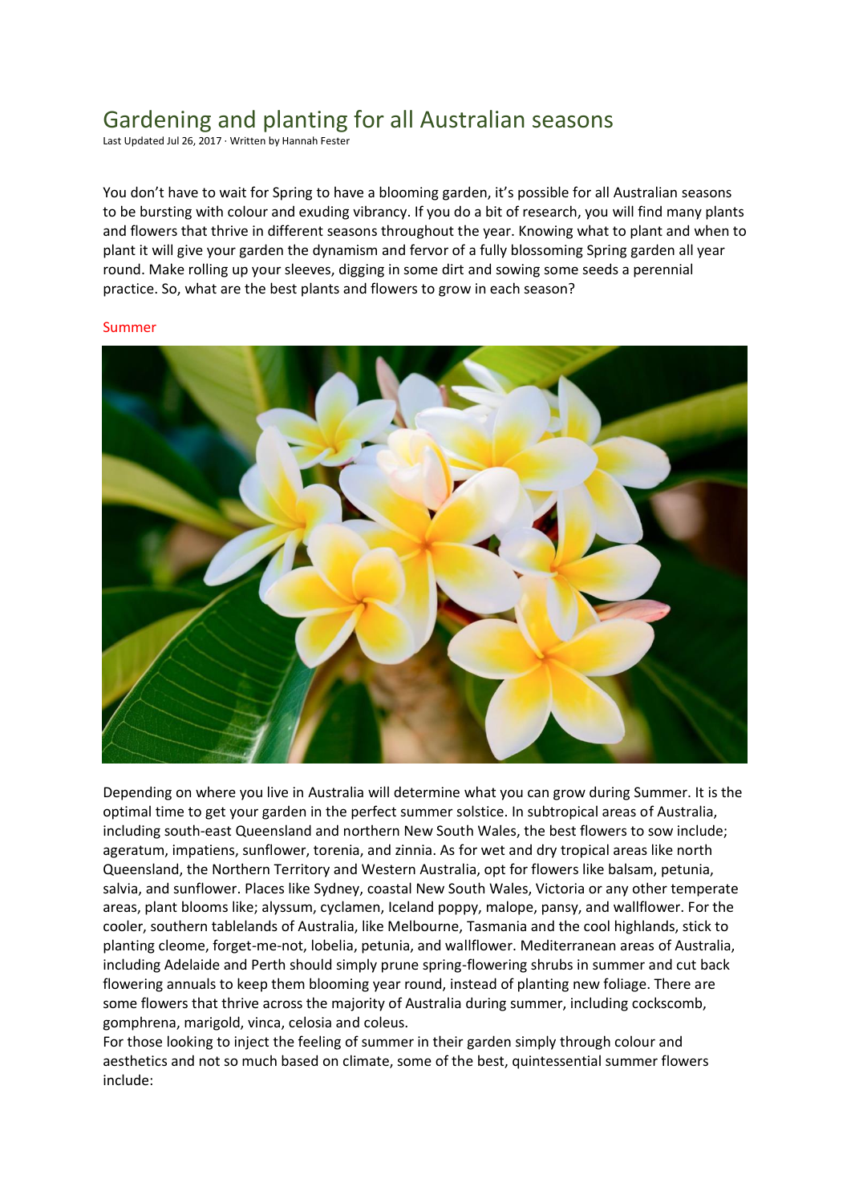# Gardening and planting for all Australian seasons

Last Updated Jul 26, 2017 · Written by Hannah Fester

You don't have to wait for Spring to have a blooming garden, it's possible for all Australian seasons to be bursting with colour and exuding vibrancy. If you do a bit of research, you will find many plants and flowers that thrive in different seasons throughout the year. Knowing what to plant and when to plant it will give your garden the dynamism and fervor of a fully blossoming Spring garden all year round. Make rolling up your sleeves, digging in some dirt and sowing some seeds a perennial practice. So, what are the best plants and flowers to grow in each season?

## Summer

Depending on where you live in Australia will determine what you can grow during Summer. It is the optimal time to get your garden in the perfect summer solstice. In subtropical areas of Australia, including south-east Queensland and northern New South Wales, the best flowers to sow include; ageratum, impatiens, sunflower, torenia, and zinnia. As for wet and dry tropical areas like north Queensland, the Northern Territory and Western Australia, opt for flowers like balsam, petunia, salvia, and sunflower. Places like Sydney, coastal New South Wales, Victoria or any other temperate areas, plant blooms like; alyssum, cyclamen, Iceland poppy, malope, pansy, and wallflower. For the cooler, southern tablelands of Australia, like Melbourne, Tasmania and the cool highlands, stick to planting cleome, forget-me-not, lobelia, petunia, and wallflower. Mediterranean areas of Australia, including Adelaide and Perth should simply prune spring-flowering shrubs in summer and cut back flowering annuals to keep them blooming year round, instead of planting new foliage. There are some flowers that thrive across the majority of Australia during summer, including cockscomb, gomphrena, marigold, vinca, celosia and coleus.

For those looking to inject the feeling of summer in their garden simply through colour and aesthetics and not so much based on climate, some of the best, quintessential summer flowers include: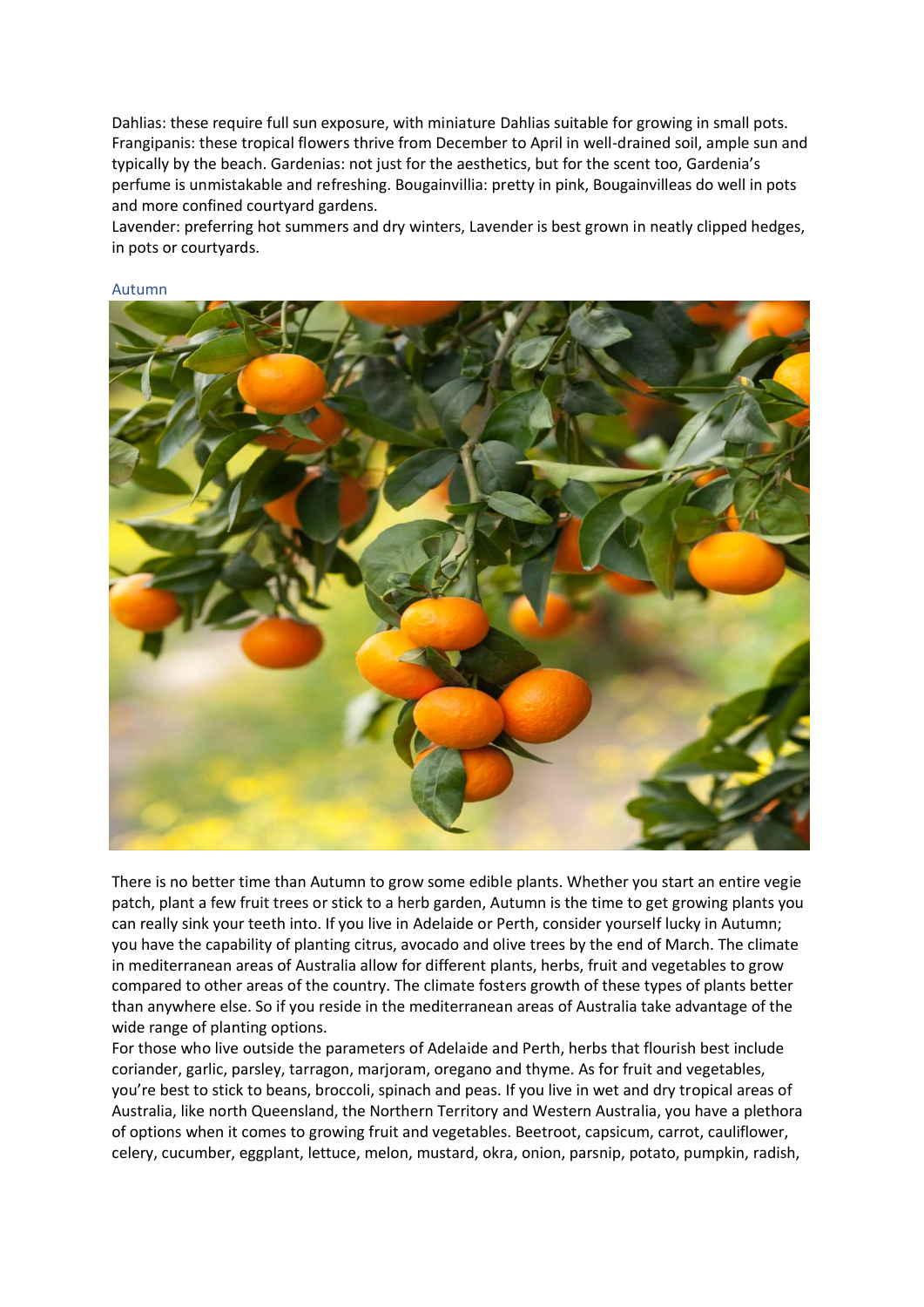Dahlias: these require full sun exposure, with miniature Dahlias suitable for growing in small pots. Frangipanis: these tropical flowers thrive from December to April in well-drained soil, ample sun and typically by the beach. Gardenias: not just for the aesthetics, but for the scent too, Gardenia's perfume is unmistakable and refreshing. Bougainvillia: pretty in pink, Bougainvilleas do well in pots and more confined courtyard gardens.
Lavender: preferring hot summers and dry winters, Lavender is best grown in neatly clipped hedges, in pots or courtyards.

## Autumn

There is no better time than Autumn to grow some edible plants. Whether you start an entire vegie patch, plant a few fruit trees or stick to a herb garden, Autumn is the time to get growing plants you can really sink your teeth into. If you live in Adelaide or Perth, consider yourself lucky in Autumn; you have the capability of planting citrus, avocado and olive trees by the end of March. The climate in mediterranean areas of Australia allow for different plants, herbs, fruit and vegetables to grow compared to other areas of the country. The climate fosters growth of these types of plants better than anywhere else. So if you reside in the mediterranean areas of Australia take advantage of the wide range of planting options.
For those who live outside the parameters of Adelaide and Perth, herbs that flourish best include coriander, garlic, parsley, tarragon, marjoram, oregano and thyme. As for fruit and vegetables, you're best to stick to beans, broccoli, spinach and peas. If you live in wet and dry tropical areas of Australia, like north Queensland, the Northern Territory and Western Australia, you have a plethora of options when it comes to growing fruit and vegetables. Beetroot, capsicum, carrot, cauliflower, celery, cucumber, eggplant, lettuce, melon, mustard, okra, onion, parsnip, potato, pumpkin, radish,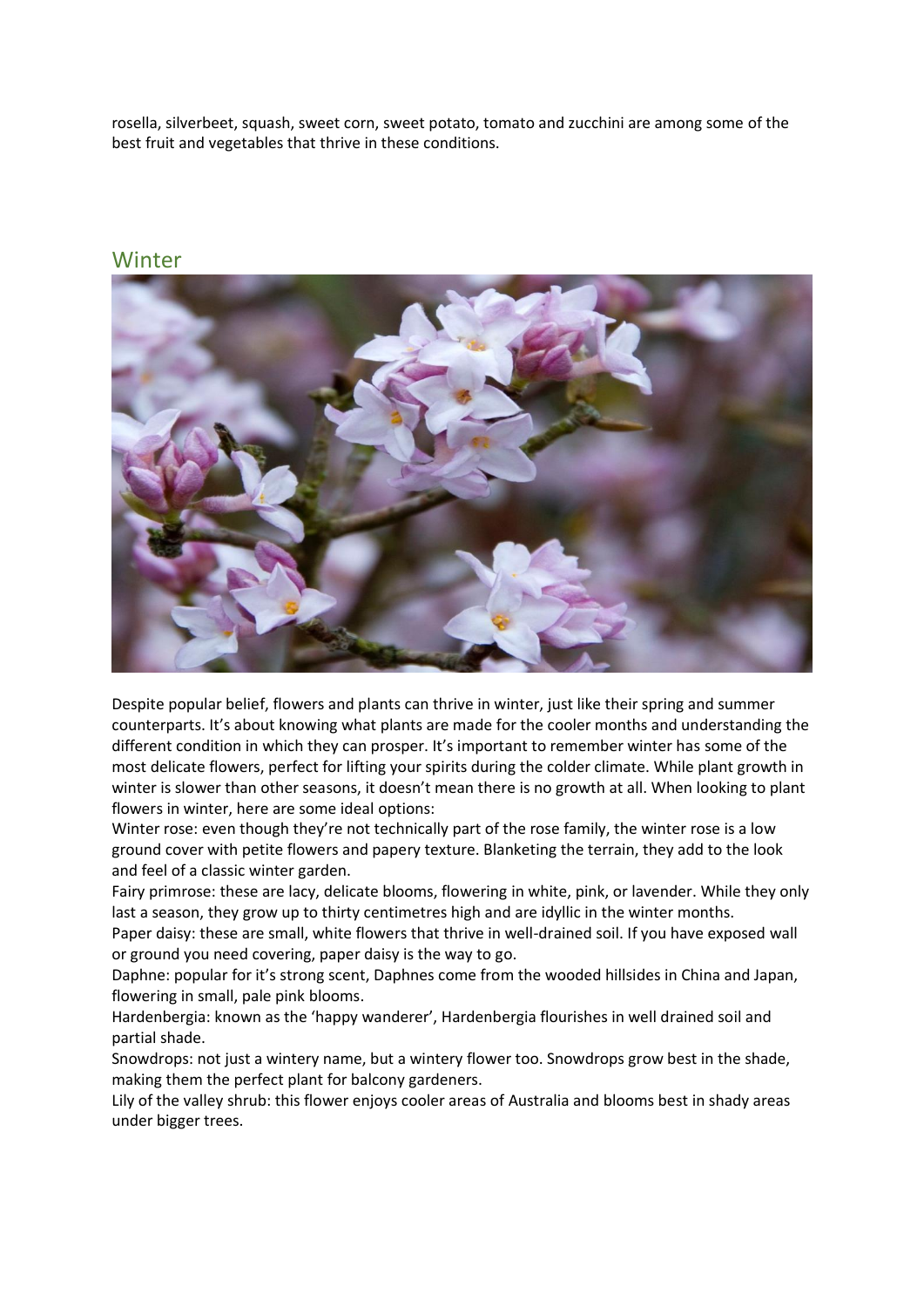rosella, silverbeet, squash, sweet corn, sweet potato, tomato and zucchini are among some of the best fruit and vegetables that thrive in these conditions.

## Winter

Despite popular belief, flowers and plants can thrive in winter, just like their spring and summer counterparts. It's about knowing what plants are made for the cooler months and understanding the different condition in which they can prosper. It's important to remember winter has some of the most delicate flowers, perfect for lifting your spirits during the colder climate. While plant growth in winter is slower than other seasons, it doesn't mean there is no growth at all. When looking to plant flowers in winter, here are some ideal options:

Winter rose: even though they're not technically part of the rose family, the winter rose is a low ground cover with petite flowers and papery texture. Blanketing the terrain, they add to the look and feel of a classic winter garden.

Fairy primrose: these are lacy, delicate blooms, flowering in white, pink, or lavender. While they only last a season, they grow up to thirty centimetres high and are idyllic in the winter months.

Paper daisy: these are small, white flowers that thrive in well-drained soil. If you have exposed wall or ground you need covering, paper daisy is the way to go.

Daphne: popular for it's strong scent, Daphnes come from the wooded hillsides in China and Japan, flowering in small, pale pink blooms.

Hardenbergia: known as the 'happy wanderer', Hardenbergia flourishes in well drained soil and partial shade.

Snowdrops: not just a wintery name, but a wintery flower too. Snowdrops grow best in the shade, making them the perfect plant for balcony gardeners.

Lily of the valley shrub: this flower enjoys cooler areas of Australia and blooms best in shady areas under bigger trees.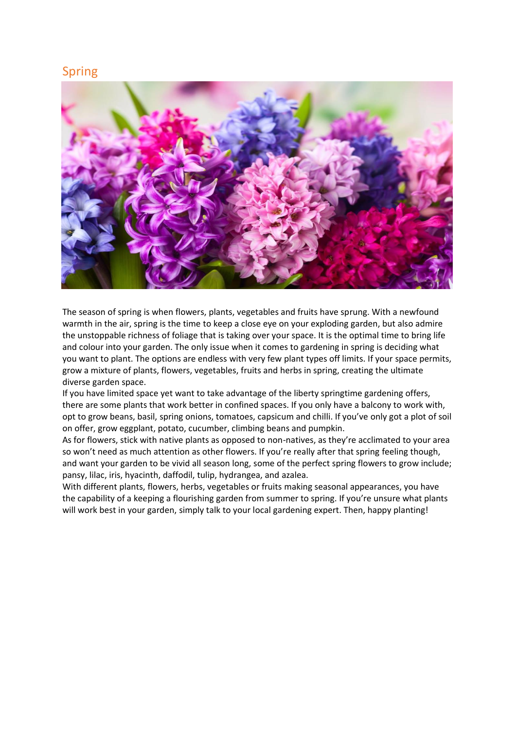## Spring

The season of spring is when flowers, plants, vegetables and fruits have sprung. With a newfound warmth in the air, spring is the time to keep a close eye on your exploding garden, but also admire the unstoppable richness of foliage that is taking over your space. It is the optimal time to bring life and colour into your garden. The only issue when it comes to gardening in spring is deciding what you want to plant. The options are endless with very few plant types off limits. If your space permits, grow a mixture of plants, flowers, vegetables, fruits and herbs in spring, creating the ultimate diverse garden space.

If you have limited space yet want to take advantage of the liberty springtime gardening offers, there are some plants that work better in confined spaces. If you only have a balcony to work with, opt to grow beans, basil, spring onions, tomatoes, capsicum and chilli. If you've only got a plot of soil on offer, grow eggplant, potato, cucumber, climbing beans and pumpkin.

As for flowers, stick with native plants as opposed to non-natives, as they're acclimated to your area so won't need as much attention as other flowers. If you're really after that spring feeling though, and want your garden to be vivid all season long, some of the perfect spring flowers to grow include; pansy, lilac, iris, hyacinth, daffodil, tulip, hydrangea, and azalea.

With different plants, flowers, herbs, vegetables or fruits making seasonal appearances, you have the capability of a keeping a flourishing garden from summer to spring. If you're unsure what plants will work best in your garden, simply talk to your local gardening expert. Then, happy planting!